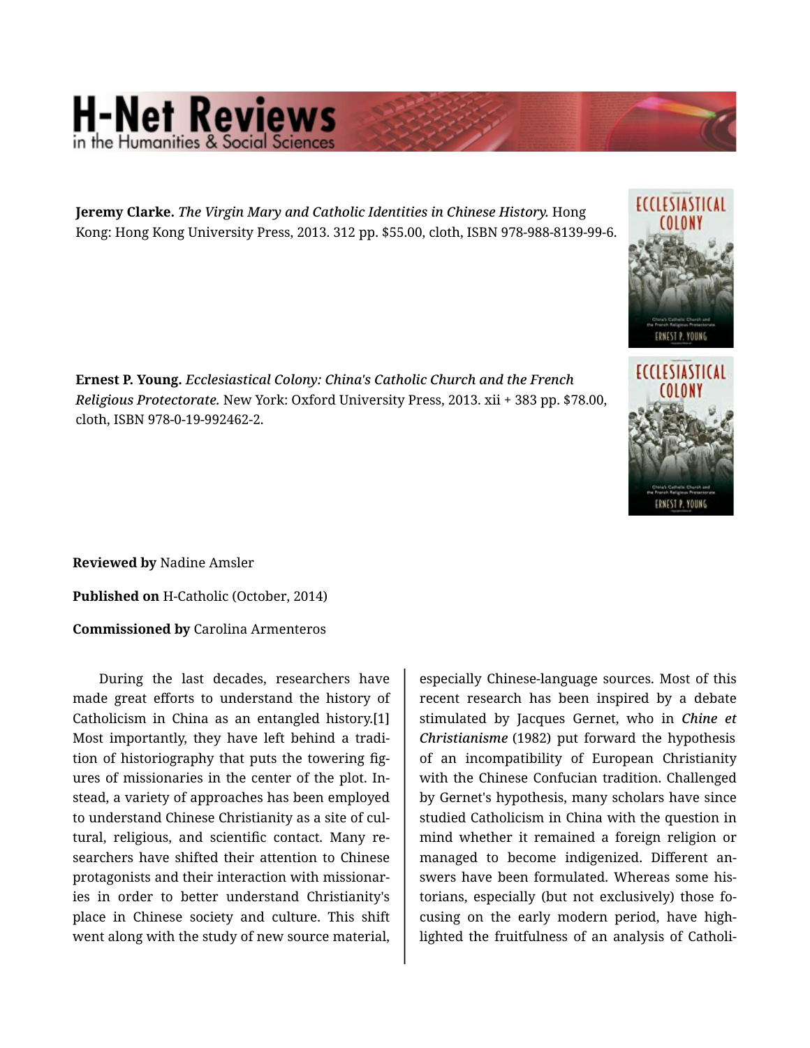# H-Net Reviews
in the Humanities & Social Sciences

**Jeremy Clarke.** *The Virgin Mary and Catholic Identities in Chinese History.* Hong Kong: Hong Kong University Press, 2013. 312 pp. $55.00, cloth, ISBN 978-988-8139-99-6.

**Ernest P. Young.** *Ecclesiastical Colony: China's Catholic Church and the French Religious Protectorate.* New York: Oxford University Press, 2013. xii + 383 pp. $78.00, cloth, ISBN 978-0-19-992462-2.

**Reviewed by** Nadine Amsler

**Published on** H-Catholic (October, 2014)

**Commissioned by** Carolina Armenteros

During the last decades, researchers have made great efforts to understand the history of Catholicism in China as an entangled history.[1] Most importantly, they have left behind a tradition of historiography that puts the towering figures of missionaries in the center of the plot. Instead, a variety of approaches has been employed to understand Chinese Christianity as a site of cultural, religious, and scientific contact. Many researchers have shifted their attention to Chinese protagonists and their interaction with missionaries in order to better understand Christianity's place in Chinese society and culture. This shift went along with the study of new source material, especially Chinese-language sources. Most of this recent research has been inspired by a debate stimulated by Jacques Gernet, who in ***Chine et Christianisme*** (1982) put forward the hypothesis of an incompatibility of European Christianity with the Chinese Confucian tradition. Challenged by Gernet's hypothesis, many scholars have since studied Catholicism in China with the question in mind whether it remained a foreign religion or managed to become indigenized. Different answers have been formulated. Whereas some historians, especially (but not exclusively) those focusing on the early modern period, have highlighted the fruitfulness of an analysis of Catholi-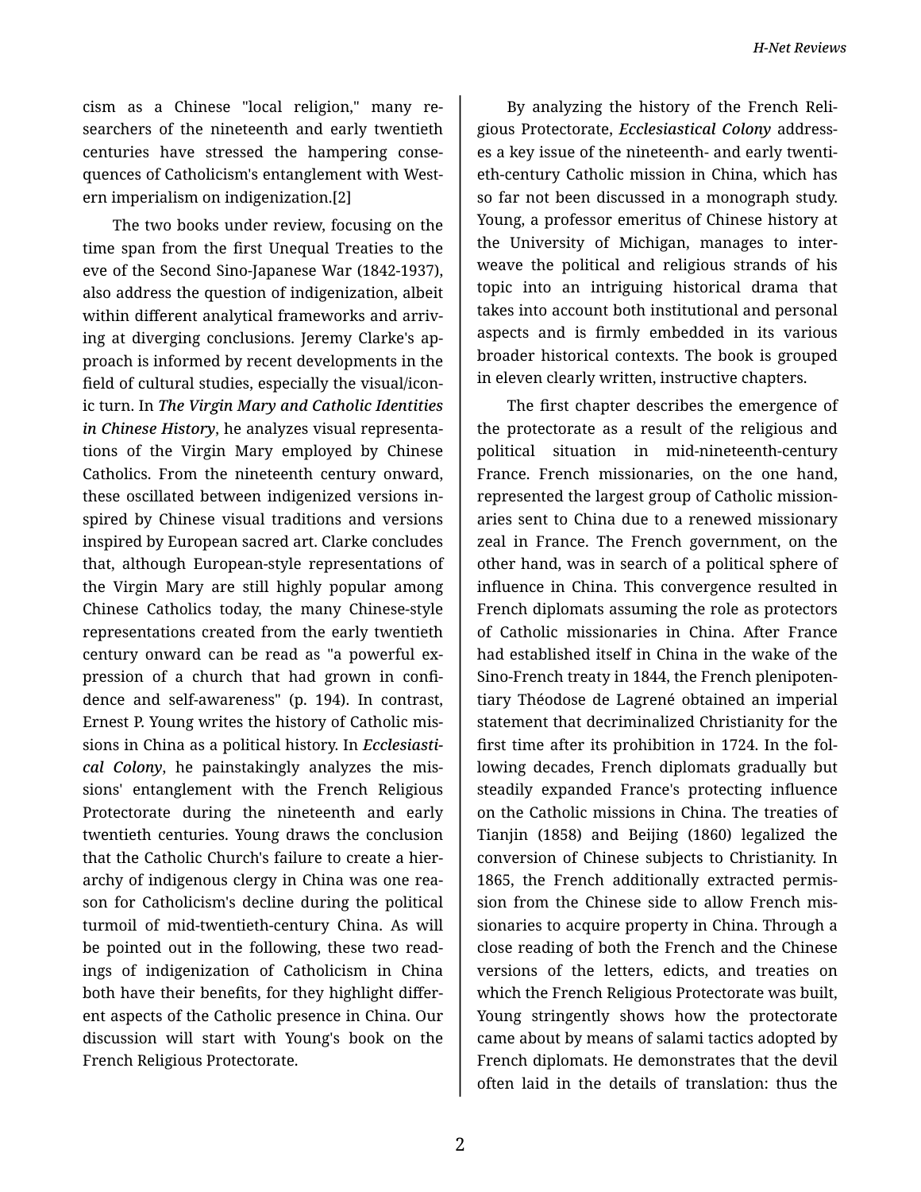cism as a Chinese "local religion," many researchers of the nineteenth and early twentieth centuries have stressed the hampering consequences of Catholicism's entanglement with Western imperialism on indigenization.[2]

The two books under review, focusing on the time span from the first Unequal Treaties to the eve of the Second Sino-Japanese War (1842-1937), also address the question of indigenization, albeit within different analytical frameworks and arriving at diverging conclusions. Jeremy Clarke's approach is informed by recent developments in the field of cultural studies, especially the visual/iconic turn. In ***The Virgin Mary and Catholic Identities in Chinese History***, he analyzes visual representations of the Virgin Mary employed by Chinese Catholics. From the nineteenth century onward, these oscillated between indigenized versions inspired by Chinese visual traditions and versions inspired by European sacred art. Clarke concludes that, although European-style representations of the Virgin Mary are still highly popular among Chinese Catholics today, the many Chinese-style representations created from the early twentieth century onward can be read as "a powerful expression of a church that had grown in confidence and self-awareness" (p. 194). In contrast, Ernest P. Young writes the history of Catholic missions in China as a political history. In ***Ecclesiastical Colony***, he painstakingly analyzes the missions' entanglement with the French Religious Protectorate during the nineteenth and early twentieth centuries. Young draws the conclusion that the Catholic Church's failure to create a hierarchy of indigenous clergy in China was one reason for Catholicism's decline during the political turmoil of mid-twentieth-century China. As will be pointed out in the following, these two readings of indigenization of Catholicism in China both have their benefits, for they highlight different aspects of the Catholic presence in China. Our discussion will start with Young's book on the French Religious Protectorate.

By analyzing the history of the French Religious Protectorate, ***Ecclesiastical Colony*** addresses a key issue of the nineteenth- and early twentieth-century Catholic mission in China, which has so far not been discussed in a monograph study. Young, a professor emeritus of Chinese history at the University of Michigan, manages to interweave the political and religious strands of his topic into an intriguing historical drama that takes into account both institutional and personal aspects and is firmly embedded in its various broader historical contexts. The book is grouped in eleven clearly written, instructive chapters.

The first chapter describes the emergence of the protectorate as a result of the religious and political situation in mid-nineteenth-century France. French missionaries, on the one hand, represented the largest group of Catholic missionaries sent to China due to a renewed missionary zeal in France. The French government, on the other hand, was in search of a political sphere of influence in China. This convergence resulted in French diplomats assuming the role as protectors of Catholic missionaries in China. After France had established itself in China in the wake of the Sino-French treaty in 1844, the French plenipotentiary Théodose de Lagrené obtained an imperial statement that decriminalized Christianity for the first time after its prohibition in 1724. In the following decades, French diplomats gradually but steadily expanded France's protecting influence on the Catholic missions in China. The treaties of Tianjin (1858) and Beijing (1860) legalized the conversion of Chinese subjects to Christianity. In 1865, the French additionally extracted permission from the Chinese side to allow French missionaries to acquire property in China. Through a close reading of both the French and the Chinese versions of the letters, edicts, and treaties on which the French Religious Protectorate was built, Young stringently shows how the protectorate came about by means of salami tactics adopted by French diplomats. He demonstrates that the devil often laid in the details of translation: thus the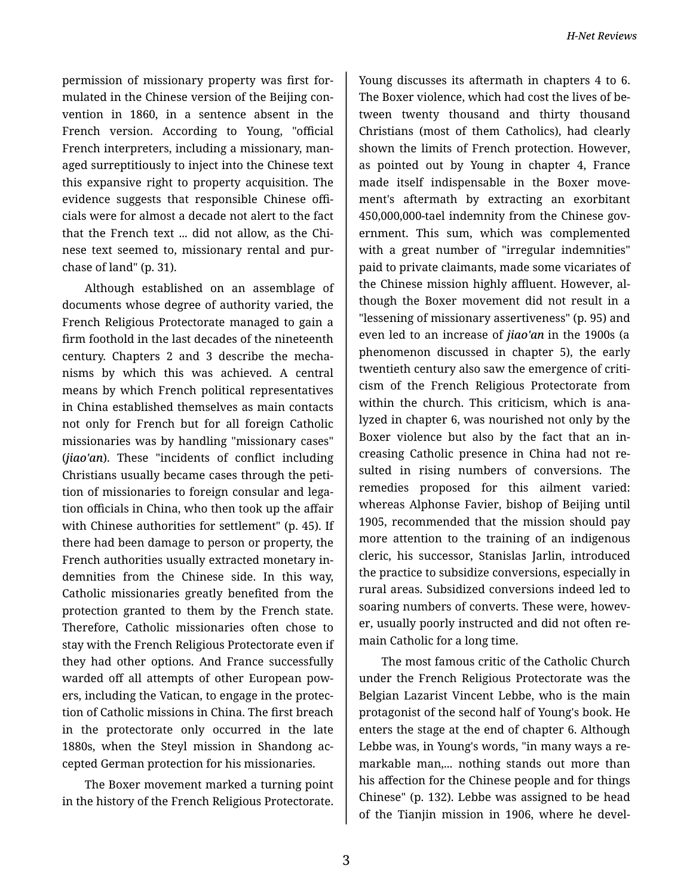permission of missionary property was first formulated in the Chinese version of the Beijing convention in 1860, in a sentence absent in the French version. According to Young, "official French interpreters, including a missionary, managed surreptitiously to inject into the Chinese text this expansive right to property acquisition. The evidence suggests that responsible Chinese officials were for almost a decade not alert to the fact that the French text ... did not allow, as the Chinese text seemed to, missionary rental and purchase of land" (p. 31).

Although established on an assemblage of documents whose degree of authority varied, the French Religious Protectorate managed to gain a firm foothold in the last decades of the nineteenth century. Chapters 2 and 3 describe the mechanisms by which this was achieved. A central means by which French political representatives in China established themselves as main contacts not only for French but for all foreign Catholic missionaries was by handling "missionary cases" (*jiao'an*). These "incidents of conflict including Christians usually became cases through the petition of missionaries to foreign consular and legation officials in China, who then took up the affair with Chinese authorities for settlement" (p. 45). If there had been damage to person or property, the French authorities usually extracted monetary indemnities from the Chinese side. In this way, Catholic missionaries greatly benefited from the protection granted to them by the French state. Therefore, Catholic missionaries often chose to stay with the French Religious Protectorate even if they had other options. And France successfully warded off all attempts of other European powers, including the Vatican, to engage in the protection of Catholic missions in China. The first breach in the protectorate only occurred in the late 1880s, when the Steyl mission in Shandong accepted German protection for his missionaries.

The Boxer movement marked a turning point in the history of the French Religious Protectorate. Young discusses its aftermath in chapters 4 to 6. The Boxer violence, which had cost the lives of between twenty thousand and thirty thousand Christians (most of them Catholics), had clearly shown the limits of French protection. However, as pointed out by Young in chapter 4, France made itself indispensable in the Boxer movement's aftermath by extracting an exorbitant 450,000,000-tael indemnity from the Chinese government. This sum, which was complemented with a great number of "irregular indemnities" paid to private claimants, made some vicariates of the Chinese mission highly affluent. However, although the Boxer movement did not result in a "lessening of missionary assertiveness" (p. 95) and even led to an increase of *jiao'an* in the 1900s (a phenomenon discussed in chapter 5), the early twentieth century also saw the emergence of criticism of the French Religious Protectorate from within the church. This criticism, which is analyzed in chapter 6, was nourished not only by the Boxer violence but also by the fact that an increasing Catholic presence in China had not resulted in rising numbers of conversions. The remedies proposed for this ailment varied: whereas Alphonse Favier, bishop of Beijing until 1905, recommended that the mission should pay more attention to the training of an indigenous cleric, his successor, Stanislas Jarlin, introduced the practice to subsidize conversions, especially in rural areas. Subsidized conversions indeed led to soaring numbers of converts. These were, however, usually poorly instructed and did not often remain Catholic for a long time.

The most famous critic of the Catholic Church under the French Religious Protectorate was the Belgian Lazarist Vincent Lebbe, who is the main protagonist of the second half of Young's book. He enters the stage at the end of chapter 6. Although Lebbe was, in Young's words, "in many ways a remarkable man,... nothing stands out more than his affection for the Chinese people and for things Chinese" (p. 132). Lebbe was assigned to be head of the Tianjin mission in 1906, where he devel-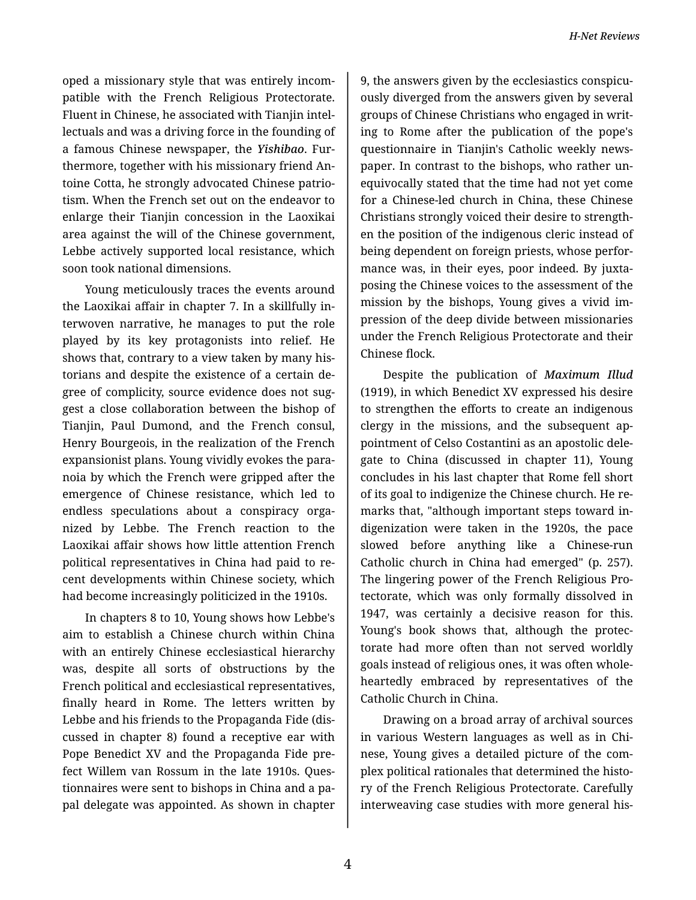oped a missionary style that was entirely incompatible with the French Religious Protectorate. Fluent in Chinese, he associated with Tianjin intellectuals and was a driving force in the founding of a famous Chinese newspaper, the ***Yishibao***. Furthermore, together with his missionary friend Antoine Cotta, he strongly advocated Chinese patriotism. When the French set out on the endeavor to enlarge their Tianjin concession in the Laoxikai area against the will of the Chinese government, Lebbe actively supported local resistance, which soon took national dimensions.

Young meticulously traces the events around the Laoxikai affair in chapter 7. In a skillfully interwoven narrative, he manages to put the role played by its key protagonists into relief. He shows that, contrary to a view taken by many historians and despite the existence of a certain degree of complicity, source evidence does not suggest a close collaboration between the bishop of Tianjin, Paul Dumond, and the French consul, Henry Bourgeois, in the realization of the French expansionist plans. Young vividly evokes the paranoia by which the French were gripped after the emergence of Chinese resistance, which led to endless speculations about a conspiracy organized by Lebbe. The French reaction to the Laoxikai affair shows how little attention French political representatives in China had paid to recent developments within Chinese society, which had become increasingly politicized in the 1910s.

In chapters 8 to 10, Young shows how Lebbe's aim to establish a Chinese church within China with an entirely Chinese ecclesiastical hierarchy was, despite all sorts of obstructions by the French political and ecclesiastical representatives, finally heard in Rome. The letters written by Lebbe and his friends to the Propaganda Fide (discussed in chapter 8) found a receptive ear with Pope Benedict XV and the Propaganda Fide prefect Willem van Rossum in the late 1910s. Questionnaires were sent to bishops in China and a papal delegate was appointed. As shown in chapter 9, the answers given by the ecclesiastics conspicuously diverged from the answers given by several groups of Chinese Christians who engaged in writing to Rome after the publication of the pope's questionnaire in Tianjin's Catholic weekly newspaper. In contrast to the bishops, who rather unequivocally stated that the time had not yet come for a Chinese-led church in China, these Chinese Christians strongly voiced their desire to strengthen the position of the indigenous cleric instead of being dependent on foreign priests, whose performance was, in their eyes, poor indeed. By juxtaposing the Chinese voices to the assessment of the mission by the bishops, Young gives a vivid impression of the deep divide between missionaries under the French Religious Protectorate and their Chinese flock.

Despite the publication of ***Maximum Illud*** (1919), in which Benedict XV expressed his desire to strengthen the efforts to create an indigenous clergy in the missions, and the subsequent appointment of Celso Costantini as an apostolic delegate to China (discussed in chapter 11), Young concludes in his last chapter that Rome fell short of its goal to indigenize the Chinese church. He remarks that, "although important steps toward indigenization were taken in the 1920s, the pace slowed before anything like a Chinese-run Catholic church in China had emerged" (p. 257). The lingering power of the French Religious Protectorate, which was only formally dissolved in 1947, was certainly a decisive reason for this. Young's book shows that, although the protectorate had more often than not served worldly goals instead of religious ones, it was often wholeheartedly embraced by representatives of the Catholic Church in China.

Drawing on a broad array of archival sources in various Western languages as well as in Chinese, Young gives a detailed picture of the complex political rationales that determined the history of the French Religious Protectorate. Carefully interweaving case studies with more general his-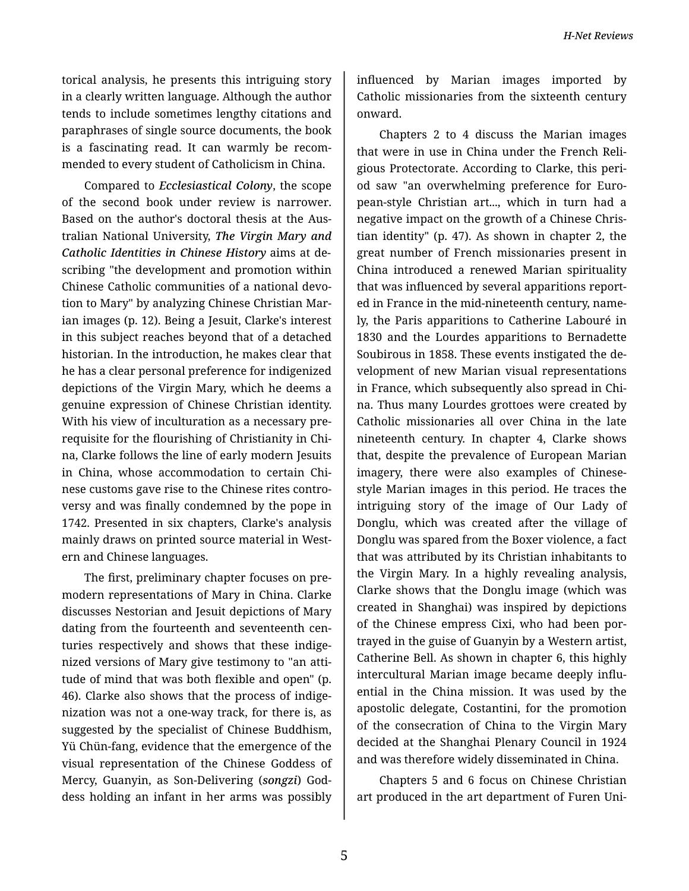torical analysis, he presents this intriguing story in a clearly written language. Although the author tends to include sometimes lengthy citations and paraphrases of single source documents, the book is a fascinating read. It can warmly be recommended to every student of Catholicism in China.

Compared to *Ecclesiastical Colony*, the scope of the second book under review is narrower. Based on the author's doctoral thesis at the Australian National University, ***The Virgin Mary and Catholic Identities in Chinese History*** aims at describing "the development and promotion within Chinese Catholic communities of a national devotion to Mary" by analyzing Chinese Christian Marian images (p. 12). Being a Jesuit, Clarke's interest in this subject reaches beyond that of a detached historian. In the introduction, he makes clear that he has a clear personal preference for indigenized depictions of the Virgin Mary, which he deems a genuine expression of Chinese Christian identity. With his view of inculturation as a necessary prerequisite for the flourishing of Christianity in China, Clarke follows the line of early modern Jesuits in China, whose accommodation to certain Chinese customs gave rise to the Chinese rites controversy and was finally condemned by the pope in 1742. Presented in six chapters, Clarke's analysis mainly draws on printed source material in Western and Chinese languages.

The first, preliminary chapter focuses on premodern representations of Mary in China. Clarke discusses Nestorian and Jesuit depictions of Mary dating from the fourteenth and seventeenth centuries respectively and shows that these indigenized versions of Mary give testimony to "an attitude of mind that was both flexible and open" (p. 46). Clarke also shows that the process of indigenization was not a one-way track, for there is, as suggested by the specialist of Chinese Buddhism, Yü Chün-fang, evidence that the emergence of the visual representation of the Chinese Goddess of Mercy, Guanyin, as Son-Delivering (*songzi*) Goddess holding an infant in her arms was possibly influenced by Marian images imported by Catholic missionaries from the sixteenth century onward.

Chapters 2 to 4 discuss the Marian images that were in use in China under the French Religious Protectorate. According to Clarke, this period saw "an overwhelming preference for European-style Christian art..., which in turn had a negative impact on the growth of a Chinese Christian identity" (p. 47). As shown in chapter 2, the great number of French missionaries present in China introduced a renewed Marian spirituality that was influenced by several apparitions reported in France in the mid-nineteenth century, namely, the Paris apparitions to Catherine Labouré in 1830 and the Lourdes apparitions to Bernadette Soubirous in 1858. These events instigated the development of new Marian visual representations in France, which subsequently also spread in China. Thus many Lourdes grottoes were created by Catholic missionaries all over China in the late nineteenth century. In chapter 4, Clarke shows that, despite the prevalence of European Marian imagery, there were also examples of Chinese-style Marian images in this period. He traces the intriguing story of the image of Our Lady of Donglu, which was created after the village of Donglu was spared from the Boxer violence, a fact that was attributed by its Christian inhabitants to the Virgin Mary. In a highly revealing analysis, Clarke shows that the Donglu image (which was created in Shanghai) was inspired by depictions of the Chinese empress Cixi, who had been portrayed in the guise of Guanyin by a Western artist, Catherine Bell. As shown in chapter 6, this highly intercultural Marian image became deeply influential in the China mission. It was used by the apostolic delegate, Costantini, for the promotion of the consecration of China to the Virgin Mary decided at the Shanghai Plenary Council in 1924 and was therefore widely disseminated in China.

Chapters 5 and 6 focus on Chinese Christian art produced in the art department of Furen Uni-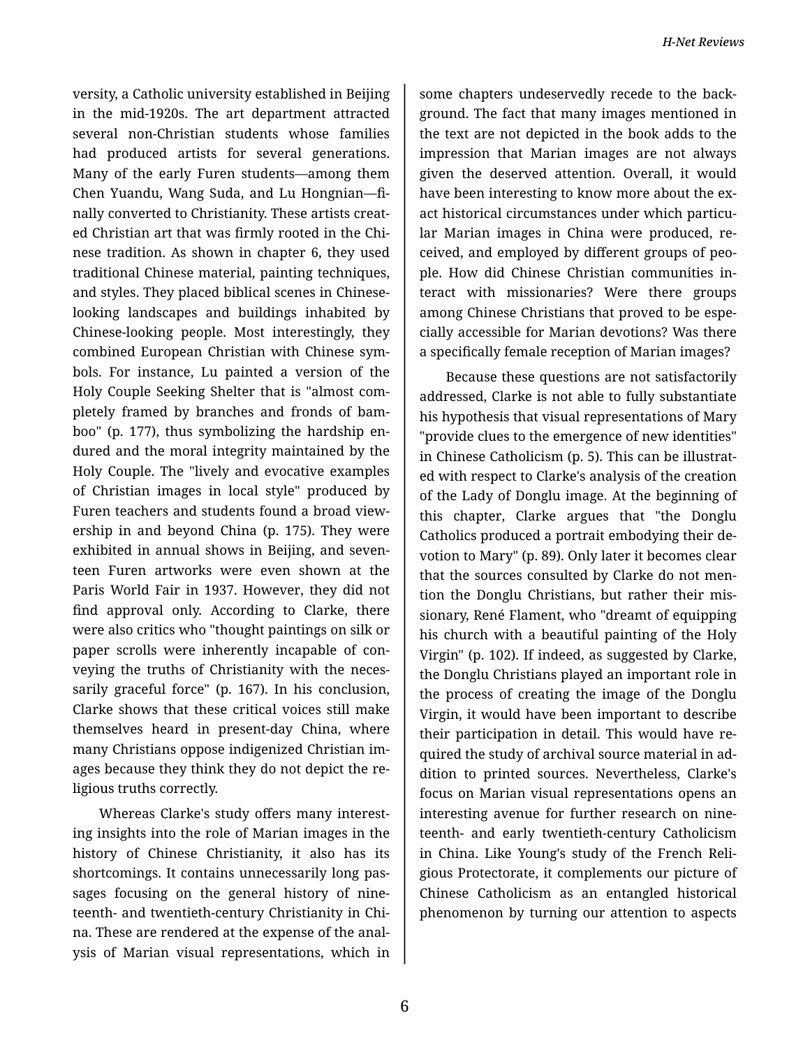versity, a Catholic university established in Beijing in the mid-1920s. The art department attracted several non-Christian students whose families had produced artists for several generations. Many of the early Furen students—among them Chen Yuandu, Wang Suda, and Lu Hongnian—finally converted to Christianity. These artists created Christian art that was firmly rooted in the Chinese tradition. As shown in chapter 6, they used traditional Chinese material, painting techniques, and styles. They placed biblical scenes in Chinese-looking landscapes and buildings inhabited by Chinese-looking people. Most interestingly, they combined European Christian with Chinese symbols. For instance, Lu painted a version of the Holy Couple Seeking Shelter that is "almost completely framed by branches and fronds of bamboo" (p. 177), thus symbolizing the hardship endured and the moral integrity maintained by the Holy Couple. The "lively and evocative examples of Christian images in local style" produced by Furen teachers and students found a broad viewership in and beyond China (p. 175). They were exhibited in annual shows in Beijing, and seventeen Furen artworks were even shown at the Paris World Fair in 1937. However, they did not find approval only. According to Clarke, there were also critics who "thought paintings on silk or paper scrolls were inherently incapable of conveying the truths of Christianity with the necessarily graceful force" (p. 167). In his conclusion, Clarke shows that these critical voices still make themselves heard in present-day China, where many Christians oppose indigenized Christian images because they think they do not depict the religious truths correctly.

Whereas Clarke's study offers many interesting insights into the role of Marian images in the history of Chinese Christianity, it also has its shortcomings. It contains unnecessarily long passages focusing on the general history of nineteenth- and twentieth-century Christianity in China. These are rendered at the expense of the analysis of Marian visual representations, which in some chapters undeservedly recede to the background. The fact that many images mentioned in the text are not depicted in the book adds to the impression that Marian images are not always given the deserved attention. Overall, it would have been interesting to know more about the exact historical circumstances under which particular Marian images in China were produced, received, and employed by different groups of people. How did Chinese Christian communities interact with missionaries? Were there groups among Chinese Christians that proved to be especially accessible for Marian devotions? Was there a specifically female reception of Marian images?

Because these questions are not satisfactorily addressed, Clarke is not able to fully substantiate his hypothesis that visual representations of Mary "provide clues to the emergence of new identities" in Chinese Catholicism (p. 5). This can be illustrated with respect to Clarke's analysis of the creation of the Lady of Donglu image. At the beginning of this chapter, Clarke argues that "the Donglu Catholics produced a portrait embodying their devotion to Mary" (p. 89). Only later it becomes clear that the sources consulted by Clarke do not mention the Donglu Christians, but rather their missionary, René Flament, who "dreamt of equipping his church with a beautiful painting of the Holy Virgin" (p. 102). If indeed, as suggested by Clarke, the Donglu Christians played an important role in the process of creating the image of the Donglu Virgin, it would have been important to describe their participation in detail. This would have required the study of archival source material in addition to printed sources. Nevertheless, Clarke's focus on Marian visual representations opens an interesting avenue for further research on nineteenth- and early twentieth-century Catholicism in China. Like Young's study of the French Religious Protectorate, it complements our picture of Chinese Catholicism as an entangled historical phenomenon by turning our attention to aspects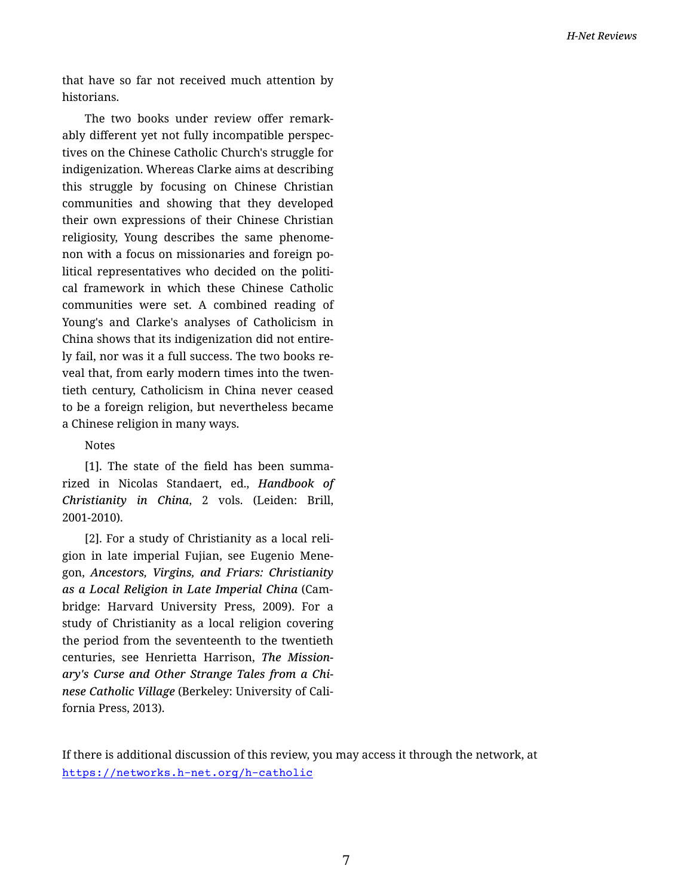that have so far not received much attention by historians.

The two books under review offer remarkably different yet not fully incompatible perspectives on the Chinese Catholic Church's struggle for indigenization. Whereas Clarke aims at describing this struggle by focusing on Chinese Christian communities and showing that they developed their own expressions of their Chinese Christian religiosity, Young describes the same phenomenon with a focus on missionaries and foreign political representatives who decided on the political framework in which these Chinese Catholic communities were set. A combined reading of Young's and Clarke's analyses of Catholicism in China shows that its indigenization did not entirely fail, nor was it a full success. The two books reveal that, from early modern times into the twentieth century, Catholicism in China never ceased to be a foreign religion, but nevertheless became a Chinese religion in many ways.

Notes

[1]. The state of the field has been summarized in Nicolas Standaert, ed., ***Handbook of Christianity in China***, 2 vols. (Leiden: Brill, 2001-2010).

[2]. For a study of Christianity as a local religion in late imperial Fujian, see Eugenio Menegon, ***Ancestors, Virgins, and Friars: Christianity as a Local Religion in Late Imperial China*** (Cambridge: Harvard University Press, 2009). For a study of Christianity as a local religion covering the period from the seventeenth to the twentieth centuries, see Henrietta Harrison, ***The Missionary's Curse and Other Strange Tales from a Chinese Catholic Village*** (Berkeley: University of California Press, 2013).

If there is additional discussion of this review, you may access it through the network, at https://networks.h-net.org/h-catholic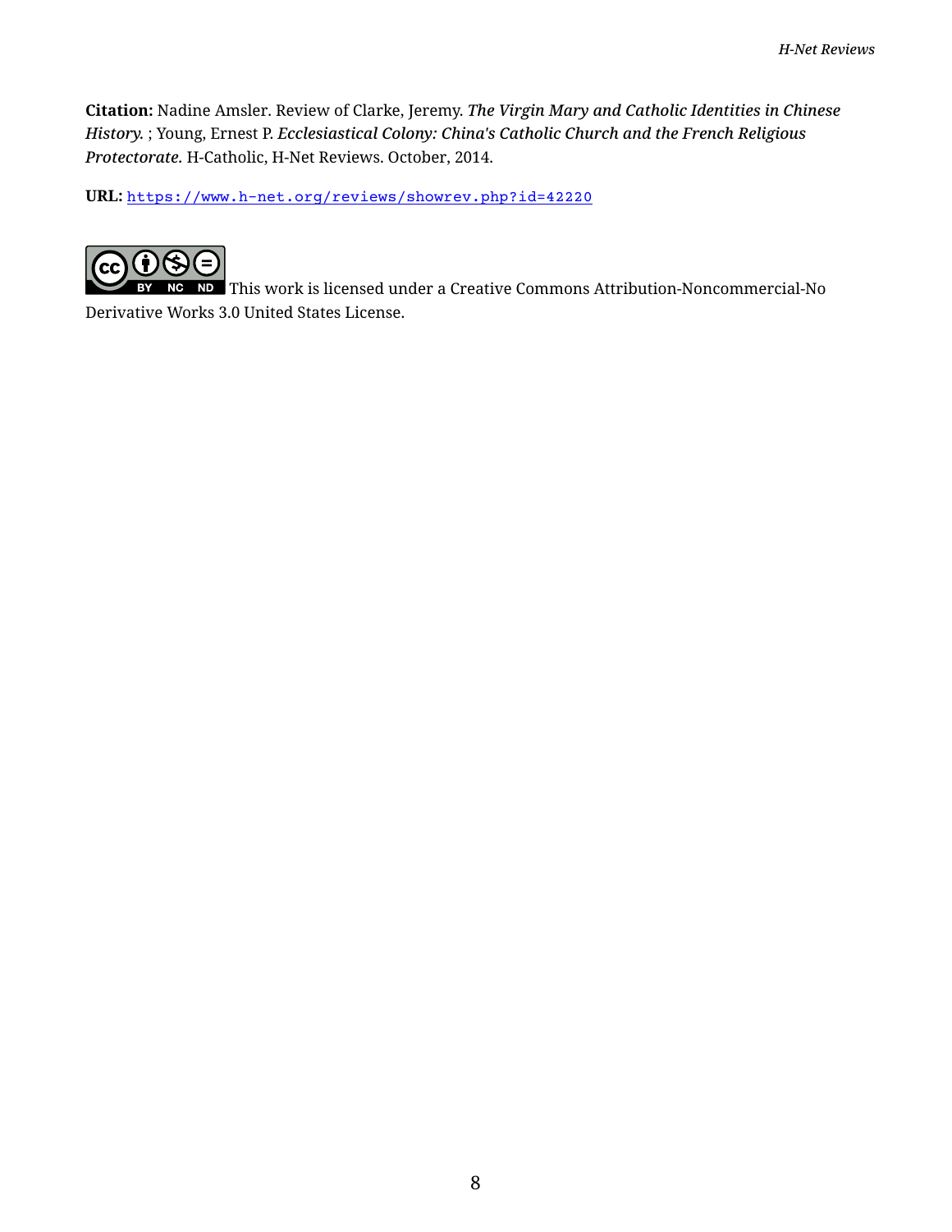**Citation:** Nadine Amsler. Review of Clarke, Jeremy. *The Virgin Mary and Catholic Identities in Chinese History.* ; Young, Ernest P. *Ecclesiastical Colony: China's Catholic Church and the French Religious Protectorate.* H-Catholic, H-Net Reviews. October, 2014.

**URL:** https://www.h-net.org/reviews/showrev.php?id=42220

This work is licensed under a Creative Commons Attribution-Noncommercial-No Derivative Works 3.0 United States License.